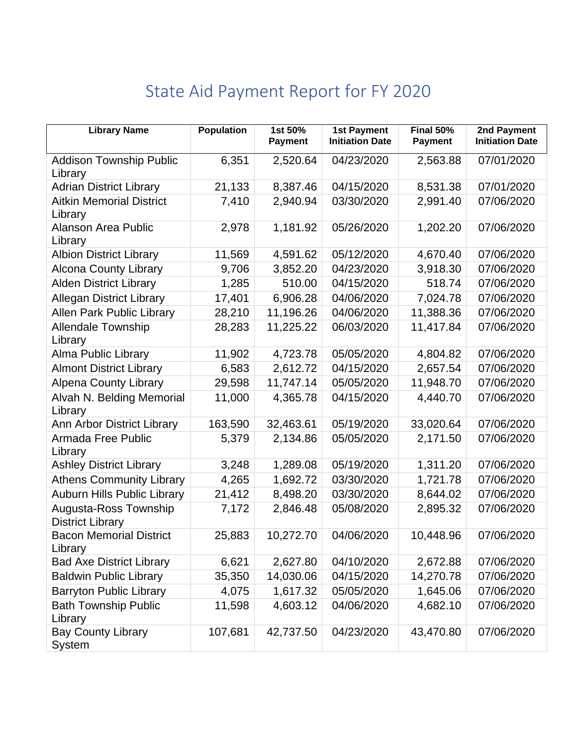# State Aid Payment Report for FY 2020

| Library Name | Population | 1st 50% Payment | 1st Payment Initiation Date | Final 50% Payment | 2nd Payment Initiation Date |
|---|---|---|---|---|---|
| Addison Township Public Library | 6,351 | 2,520.64 | 04/23/2020 | 2,563.88 | 07/01/2020 |
| Adrian District Library | 21,133 | 8,387.46 | 04/15/2020 | 8,531.38 | 07/01/2020 |
| Aitkin Memorial District Library | 7,410 | 2,940.94 | 03/30/2020 | 2,991.40 | 07/06/2020 |
| Alanson Area Public Library | 2,978 | 1,181.92 | 05/26/2020 | 1,202.20 | 07/06/2020 |
| Albion District Library | 11,569 | 4,591.62 | 05/12/2020 | 4,670.40 | 07/06/2020 |
| Alcona County Library | 9,706 | 3,852.20 | 04/23/2020 | 3,918.30 | 07/06/2020 |
| Alden District Library | 1,285 | 510.00 | 04/15/2020 | 518.74 | 07/06/2020 |
| Allegan District Library | 17,401 | 6,906.28 | 04/06/2020 | 7,024.78 | 07/06/2020 |
| Allen Park Public Library | 28,210 | 11,196.26 | 04/06/2020 | 11,388.36 | 07/06/2020 |
| Allendale Township Library | 28,283 | 11,225.22 | 06/03/2020 | 11,417.84 | 07/06/2020 |
| Alma Public Library | 11,902 | 4,723.78 | 05/05/2020 | 4,804.82 | 07/06/2020 |
| Almont District Library | 6,583 | 2,612.72 | 04/15/2020 | 2,657.54 | 07/06/2020 |
| Alpena County Library | 29,598 | 11,747.14 | 05/05/2020 | 11,948.70 | 07/06/2020 |
| Alvah N. Belding Memorial Library | 11,000 | 4,365.78 | 04/15/2020 | 4,440.70 | 07/06/2020 |
| Ann Arbor District Library | 163,590 | 32,463.61 | 05/19/2020 | 33,020.64 | 07/06/2020 |
| Armada Free Public Library | 5,379 | 2,134.86 | 05/05/2020 | 2,171.50 | 07/06/2020 |
| Ashley District Library | 3,248 | 1,289.08 | 05/19/2020 | 1,311.20 | 07/06/2020 |
| Athens Community Library | 4,265 | 1,692.72 | 03/30/2020 | 1,721.78 | 07/06/2020 |
| Auburn Hills Public Library | 21,412 | 8,498.20 | 03/30/2020 | 8,644.02 | 07/06/2020 |
| Augusta-Ross Township District Library | 7,172 | 2,846.48 | 05/08/2020 | 2,895.32 | 07/06/2020 |
| Bacon Memorial District Library | 25,883 | 10,272.70 | 04/06/2020 | 10,448.96 | 07/06/2020 |
| Bad Axe District Library | 6,621 | 2,627.80 | 04/10/2020 | 2,672.88 | 07/06/2020 |
| Baldwin Public Library | 35,350 | 14,030.06 | 04/15/2020 | 14,270.78 | 07/06/2020 |
| Barryton Public Library | 4,075 | 1,617.32 | 05/05/2020 | 1,645.06 | 07/06/2020 |
| Bath Township Public Library | 11,598 | 4,603.12 | 04/06/2020 | 4,682.10 | 07/06/2020 |
| Bay County Library System | 107,681 | 42,737.50 | 04/23/2020 | 43,470.80 | 07/06/2020 |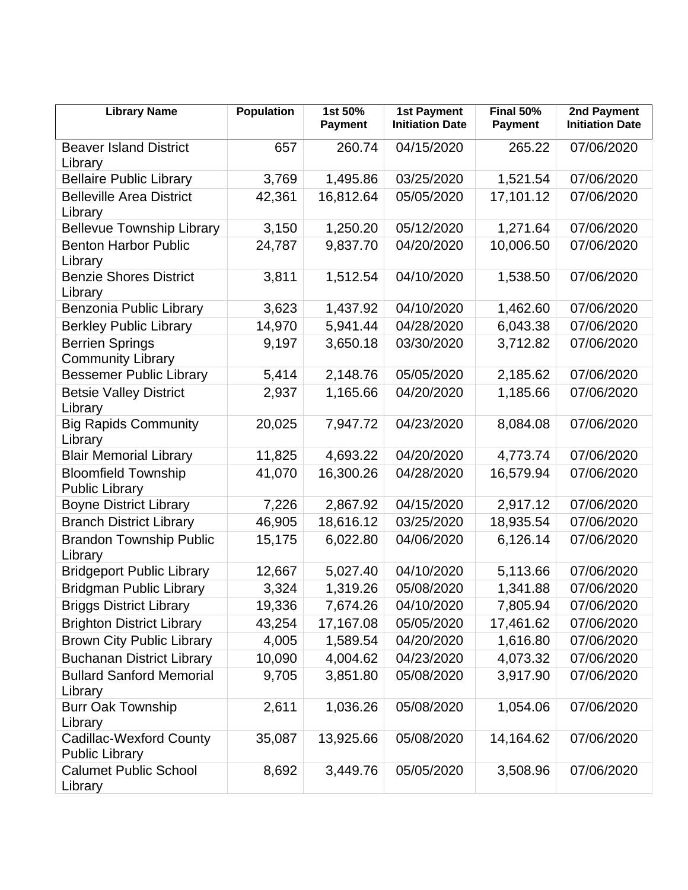| Library Name | Population | 1st 50% Payment | 1st Payment Initiation Date | Final 50% Payment | 2nd Payment Initiation Date |
| --- | --- | --- | --- | --- | --- |
| Beaver Island District Library | 657 | 260.74 | 04/15/2020 | 265.22 | 07/06/2020 |
| Bellaire Public Library | 3,769 | 1,495.86 | 03/25/2020 | 1,521.54 | 07/06/2020 |
| Belleville Area District Library | 42,361 | 16,812.64 | 05/05/2020 | 17,101.12 | 07/06/2020 |
| Bellevue Township Library | 3,150 | 1,250.20 | 05/12/2020 | 1,271.64 | 07/06/2020 |
| Benton Harbor Public Library | 24,787 | 9,837.70 | 04/20/2020 | 10,006.50 | 07/06/2020 |
| Benzie Shores District Library | 3,811 | 1,512.54 | 04/10/2020 | 1,538.50 | 07/06/2020 |
| Benzonia Public Library | 3,623 | 1,437.92 | 04/10/2020 | 1,462.60 | 07/06/2020 |
| Berkley Public Library | 14,970 | 5,941.44 | 04/28/2020 | 6,043.38 | 07/06/2020 |
| Berrien Springs Community Library | 9,197 | 3,650.18 | 03/30/2020 | 3,712.82 | 07/06/2020 |
| Bessemer Public Library | 5,414 | 2,148.76 | 05/05/2020 | 2,185.62 | 07/06/2020 |
| Betsie Valley District Library | 2,937 | 1,165.66 | 04/20/2020 | 1,185.66 | 07/06/2020 |
| Big Rapids Community Library | 20,025 | 7,947.72 | 04/23/2020 | 8,084.08 | 07/06/2020 |
| Blair Memorial Library | 11,825 | 4,693.22 | 04/20/2020 | 4,773.74 | 07/06/2020 |
| Bloomfield Township Public Library | 41,070 | 16,300.26 | 04/28/2020 | 16,579.94 | 07/06/2020 |
| Boyne District Library | 7,226 | 2,867.92 | 04/15/2020 | 2,917.12 | 07/06/2020 |
| Branch District Library | 46,905 | 18,616.12 | 03/25/2020 | 18,935.54 | 07/06/2020 |
| Brandon Township Public Library | 15,175 | 6,022.80 | 04/06/2020 | 6,126.14 | 07/06/2020 |
| Bridgeport Public Library | 12,667 | 5,027.40 | 04/10/2020 | 5,113.66 | 07/06/2020 |
| Bridgman Public Library | 3,324 | 1,319.26 | 05/08/2020 | 1,341.88 | 07/06/2020 |
| Briggs District Library | 19,336 | 7,674.26 | 04/10/2020 | 7,805.94 | 07/06/2020 |
| Brighton District Library | 43,254 | 17,167.08 | 05/05/2020 | 17,461.62 | 07/06/2020 |
| Brown City Public Library | 4,005 | 1,589.54 | 04/20/2020 | 1,616.80 | 07/06/2020 |
| Buchanan District Library | 10,090 | 4,004.62 | 04/23/2020 | 4,073.32 | 07/06/2020 |
| Bullard Sanford Memorial Library | 9,705 | 3,851.80 | 05/08/2020 | 3,917.90 | 07/06/2020 |
| Burr Oak Township Library | 2,611 | 1,036.26 | 05/08/2020 | 1,054.06 | 07/06/2020 |
| Cadillac-Wexford County Public Library | 35,087 | 13,925.66 | 05/08/2020 | 14,164.62 | 07/06/2020 |
| Calumet Public School Library | 8,692 | 3,449.76 | 05/05/2020 | 3,508.96 | 07/06/2020 |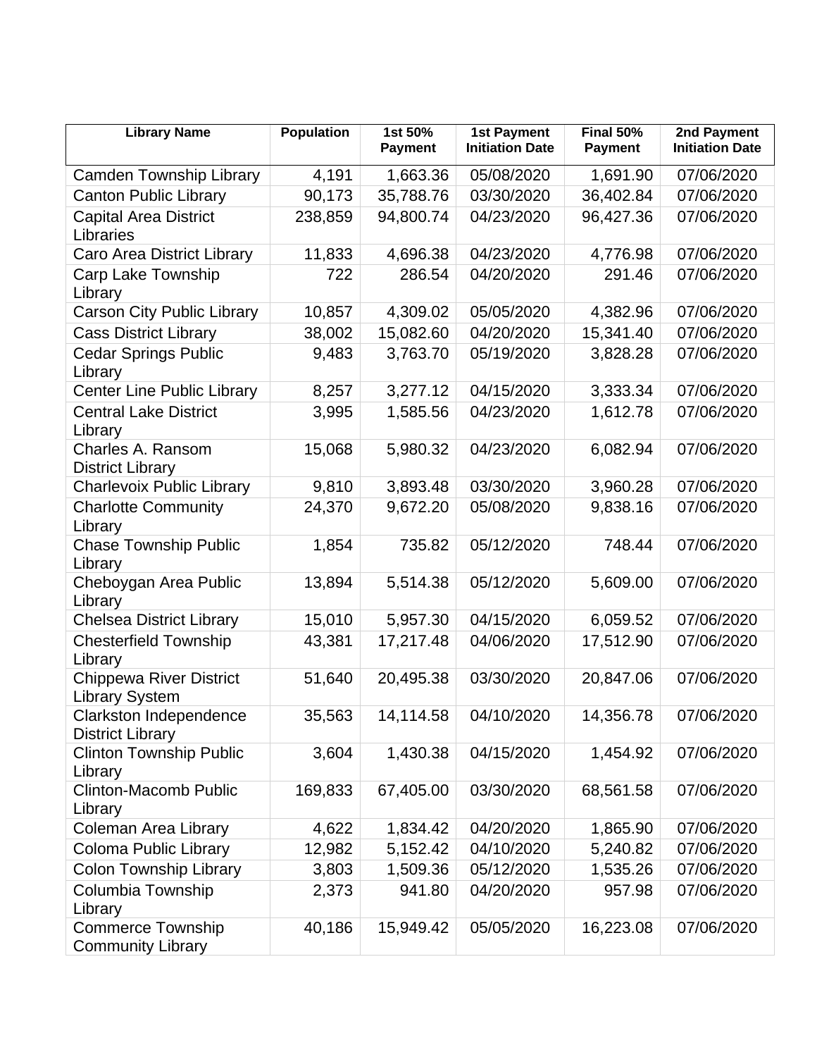| Library Name | Population | 1st 50% Payment | 1st Payment Initiation Date | Final 50% Payment | 2nd Payment Initiation Date |
| --- | --- | --- | --- | --- | --- |
| Camden Township Library | 4,191 | 1,663.36 | 05/08/2020 | 1,691.90 | 07/06/2020 |
| Canton Public Library | 90,173 | 35,788.76 | 03/30/2020 | 36,402.84 | 07/06/2020 |
| Capital Area District Libraries | 238,859 | 94,800.74 | 04/23/2020 | 96,427.36 | 07/06/2020 |
| Caro Area District Library | 11,833 | 4,696.38 | 04/23/2020 | 4,776.98 | 07/06/2020 |
| Carp Lake Township Library | 722 | 286.54 | 04/20/2020 | 291.46 | 07/06/2020 |
| Carson City Public Library | 10,857 | 4,309.02 | 05/05/2020 | 4,382.96 | 07/06/2020 |
| Cass District Library | 38,002 | 15,082.60 | 04/20/2020 | 15,341.40 | 07/06/2020 |
| Cedar Springs Public Library | 9,483 | 3,763.70 | 05/19/2020 | 3,828.28 | 07/06/2020 |
| Center Line Public Library | 8,257 | 3,277.12 | 04/15/2020 | 3,333.34 | 07/06/2020 |
| Central Lake District Library | 3,995 | 1,585.56 | 04/23/2020 | 1,612.78 | 07/06/2020 |
| Charles A. Ransom District Library | 15,068 | 5,980.32 | 04/23/2020 | 6,082.94 | 07/06/2020 |
| Charlevoix Public Library | 9,810 | 3,893.48 | 03/30/2020 | 3,960.28 | 07/06/2020 |
| Charlotte Community Library | 24,370 | 9,672.20 | 05/08/2020 | 9,838.16 | 07/06/2020 |
| Chase Township Public Library | 1,854 | 735.82 | 05/12/2020 | 748.44 | 07/06/2020 |
| Cheboygan Area Public Library | 13,894 | 5,514.38 | 05/12/2020 | 5,609.00 | 07/06/2020 |
| Chelsea District Library | 15,010 | 5,957.30 | 04/15/2020 | 6,059.52 | 07/06/2020 |
| Chesterfield Township Library | 43,381 | 17,217.48 | 04/06/2020 | 17,512.90 | 07/06/2020 |
| Chippewa River District Library System | 51,640 | 20,495.38 | 03/30/2020 | 20,847.06 | 07/06/2020 |
| Clarkston Independence District Library | 35,563 | 14,114.58 | 04/10/2020 | 14,356.78 | 07/06/2020 |
| Clinton Township Public Library | 3,604 | 1,430.38 | 04/15/2020 | 1,454.92 | 07/06/2020 |
| Clinton-Macomb Public Library | 169,833 | 67,405.00 | 03/30/2020 | 68,561.58 | 07/06/2020 |
| Coleman Area Library | 4,622 | 1,834.42 | 04/20/2020 | 1,865.90 | 07/06/2020 |
| Coloma Public Library | 12,982 | 5,152.42 | 04/10/2020 | 5,240.82 | 07/06/2020 |
| Colon Township Library | 3,803 | 1,509.36 | 05/12/2020 | 1,535.26 | 07/06/2020 |
| Columbia Township Library | 2,373 | 941.80 | 04/20/2020 | 957.98 | 07/06/2020 |
| Commerce Township Community Library | 40,186 | 15,949.42 | 05/05/2020 | 16,223.08 | 07/06/2020 |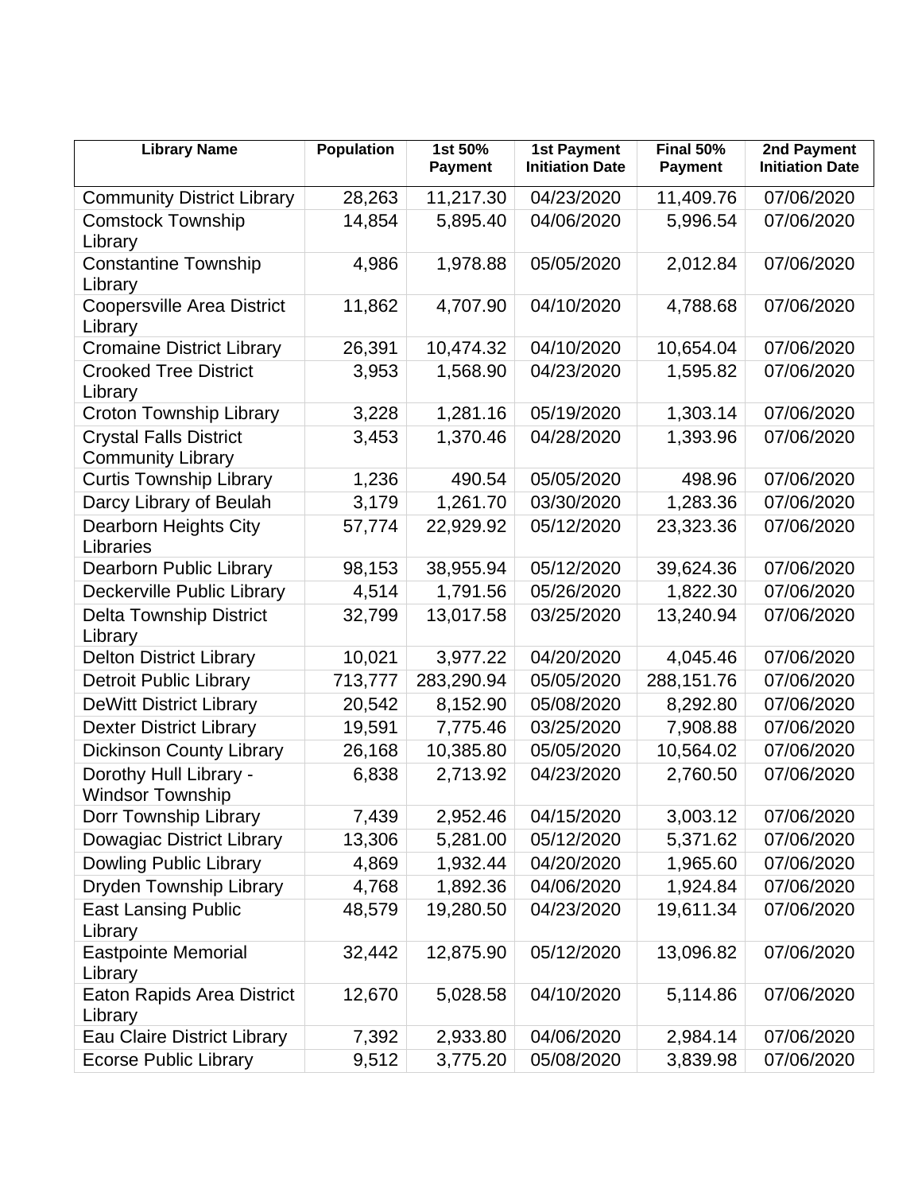| Library Name | Population | 1st 50% Payment | 1st Payment Initiation Date | Final 50% Payment | 2nd Payment Initiation Date |
|---|---|---|---|---|---|
| Community District Library | 28,263 | 11,217.30 | 04/23/2020 | 11,409.76 | 07/06/2020 |
| Comstock Township Library | 14,854 | 5,895.40 | 04/06/2020 | 5,996.54 | 07/06/2020 |
| Constantine Township Library | 4,986 | 1,978.88 | 05/05/2020 | 2,012.84 | 07/06/2020 |
| Coopersville Area District Library | 11,862 | 4,707.90 | 04/10/2020 | 4,788.68 | 07/06/2020 |
| Cromaine District Library | 26,391 | 10,474.32 | 04/10/2020 | 10,654.04 | 07/06/2020 |
| Crooked Tree District Library | 3,953 | 1,568.90 | 04/23/2020 | 1,595.82 | 07/06/2020 |
| Croton Township Library | 3,228 | 1,281.16 | 05/19/2020 | 1,303.14 | 07/06/2020 |
| Crystal Falls District Community Library | 3,453 | 1,370.46 | 04/28/2020 | 1,393.96 | 07/06/2020 |
| Curtis Township Library | 1,236 | 490.54 | 05/05/2020 | 498.96 | 07/06/2020 |
| Darcy Library of Beulah | 3,179 | 1,261.70 | 03/30/2020 | 1,283.36 | 07/06/2020 |
| Dearborn Heights City Libraries | 57,774 | 22,929.92 | 05/12/2020 | 23,323.36 | 07/06/2020 |
| Dearborn Public Library | 98,153 | 38,955.94 | 05/12/2020 | 39,624.36 | 07/06/2020 |
| Deckerville Public Library | 4,514 | 1,791.56 | 05/26/2020 | 1,822.30 | 07/06/2020 |
| Delta Township District Library | 32,799 | 13,017.58 | 03/25/2020 | 13,240.94 | 07/06/2020 |
| Delton District Library | 10,021 | 3,977.22 | 04/20/2020 | 4,045.46 | 07/06/2020 |
| Detroit Public Library | 713,777 | 283,290.94 | 05/05/2020 | 288,151.76 | 07/06/2020 |
| DeWitt District Library | 20,542 | 8,152.90 | 05/08/2020 | 8,292.80 | 07/06/2020 |
| Dexter District Library | 19,591 | 7,775.46 | 03/25/2020 | 7,908.88 | 07/06/2020 |
| Dickinson County Library | 26,168 | 10,385.80 | 05/05/2020 | 10,564.02 | 07/06/2020 |
| Dorothy Hull Library - Windsor Township | 6,838 | 2,713.92 | 04/23/2020 | 2,760.50 | 07/06/2020 |
| Dorr Township Library | 7,439 | 2,952.46 | 04/15/2020 | 3,003.12 | 07/06/2020 |
| Dowagiac District Library | 13,306 | 5,281.00 | 05/12/2020 | 5,371.62 | 07/06/2020 |
| Dowling Public Library | 4,869 | 1,932.44 | 04/20/2020 | 1,965.60 | 07/06/2020 |
| Dryden Township Library | 4,768 | 1,892.36 | 04/06/2020 | 1,924.84 | 07/06/2020 |
| East Lansing Public Library | 48,579 | 19,280.50 | 04/23/2020 | 19,611.34 | 07/06/2020 |
| Eastpointe Memorial Library | 32,442 | 12,875.90 | 05/12/2020 | 13,096.82 | 07/06/2020 |
| Eaton Rapids Area District Library | 12,670 | 5,028.58 | 04/10/2020 | 5,114.86 | 07/06/2020 |
| Eau Claire District Library | 7,392 | 2,933.80 | 04/06/2020 | 2,984.14 | 07/06/2020 |
| Ecorse Public Library | 9,512 | 3,775.20 | 05/08/2020 | 3,839.98 | 07/06/2020 |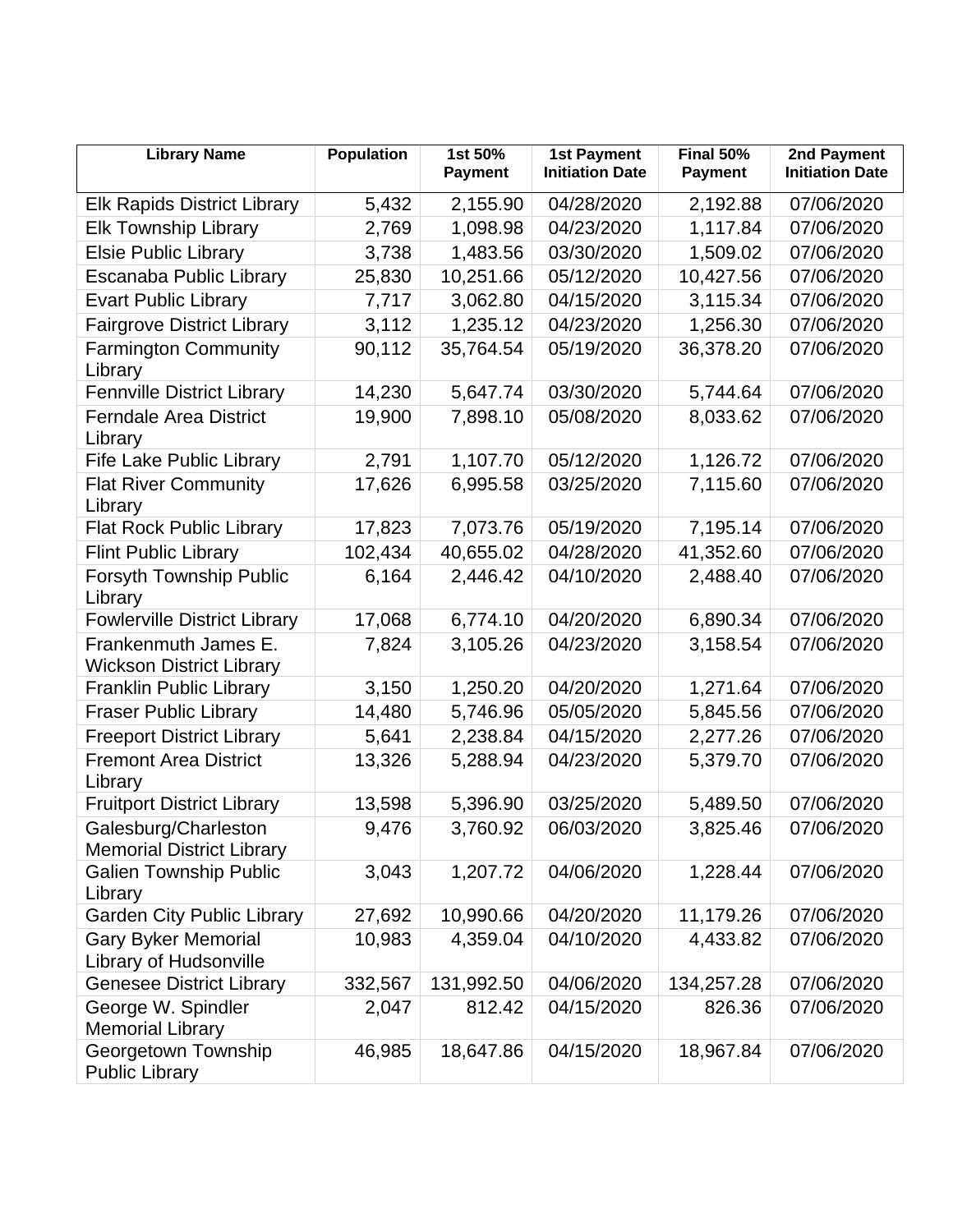| Library Name | Population | 1st 50% Payment | 1st Payment Initiation Date | Final 50% Payment | 2nd Payment Initiation Date |
|---|---|---|---|---|---|
| Elk Rapids District Library | 5,432 | 2,155.90 | 04/28/2020 | 2,192.88 | 07/06/2020 |
| Elk Township Library | 2,769 | 1,098.98 | 04/23/2020 | 1,117.84 | 07/06/2020 |
| Elsie Public Library | 3,738 | 1,483.56 | 03/30/2020 | 1,509.02 | 07/06/2020 |
| Escanaba Public Library | 25,830 | 10,251.66 | 05/12/2020 | 10,427.56 | 07/06/2020 |
| Evart Public Library | 7,717 | 3,062.80 | 04/15/2020 | 3,115.34 | 07/06/2020 |
| Fairgrove District Library | 3,112 | 1,235.12 | 04/23/2020 | 1,256.30 | 07/06/2020 |
| Farmington Community Library | 90,112 | 35,764.54 | 05/19/2020 | 36,378.20 | 07/06/2020 |
| Fennville District Library | 14,230 | 5,647.74 | 03/30/2020 | 5,744.64 | 07/06/2020 |
| Ferndale Area District Library | 19,900 | 7,898.10 | 05/08/2020 | 8,033.62 | 07/06/2020 |
| Fife Lake Public Library | 2,791 | 1,107.70 | 05/12/2020 | 1,126.72 | 07/06/2020 |
| Flat River Community Library | 17,626 | 6,995.58 | 03/25/2020 | 7,115.60 | 07/06/2020 |
| Flat Rock Public Library | 17,823 | 7,073.76 | 05/19/2020 | 7,195.14 | 07/06/2020 |
| Flint Public Library | 102,434 | 40,655.02 | 04/28/2020 | 41,352.60 | 07/06/2020 |
| Forsyth Township Public Library | 6,164 | 2,446.42 | 04/10/2020 | 2,488.40 | 07/06/2020 |
| Fowlerville District Library | 17,068 | 6,774.10 | 04/20/2020 | 6,890.34 | 07/06/2020 |
| Frankenmuth James E. Wickson District Library | 7,824 | 3,105.26 | 04/23/2020 | 3,158.54 | 07/06/2020 |
| Franklin Public Library | 3,150 | 1,250.20 | 04/20/2020 | 1,271.64 | 07/06/2020 |
| Fraser Public Library | 14,480 | 5,746.96 | 05/05/2020 | 5,845.56 | 07/06/2020 |
| Freeport District Library | 5,641 | 2,238.84 | 04/15/2020 | 2,277.26 | 07/06/2020 |
| Fremont Area District Library | 13,326 | 5,288.94 | 04/23/2020 | 5,379.70 | 07/06/2020 |
| Fruitport District Library | 13,598 | 5,396.90 | 03/25/2020 | 5,489.50 | 07/06/2020 |
| Galesburg/Charleston Memorial District Library | 9,476 | 3,760.92 | 06/03/2020 | 3,825.46 | 07/06/2020 |
| Galien Township Public Library | 3,043 | 1,207.72 | 04/06/2020 | 1,228.44 | 07/06/2020 |
| Garden City Public Library | 27,692 | 10,990.66 | 04/20/2020 | 11,179.26 | 07/06/2020 |
| Gary Byker Memorial Library of Hudsonville | 10,983 | 4,359.04 | 04/10/2020 | 4,433.82 | 07/06/2020 |
| Genesee District Library | 332,567 | 131,992.50 | 04/06/2020 | 134,257.28 | 07/06/2020 |
| George W. Spindler Memorial Library | 2,047 | 812.42 | 04/15/2020 | 826.36 | 07/06/2020 |
| Georgetown Township Public Library | 46,985 | 18,647.86 | 04/15/2020 | 18,967.84 | 07/06/2020 |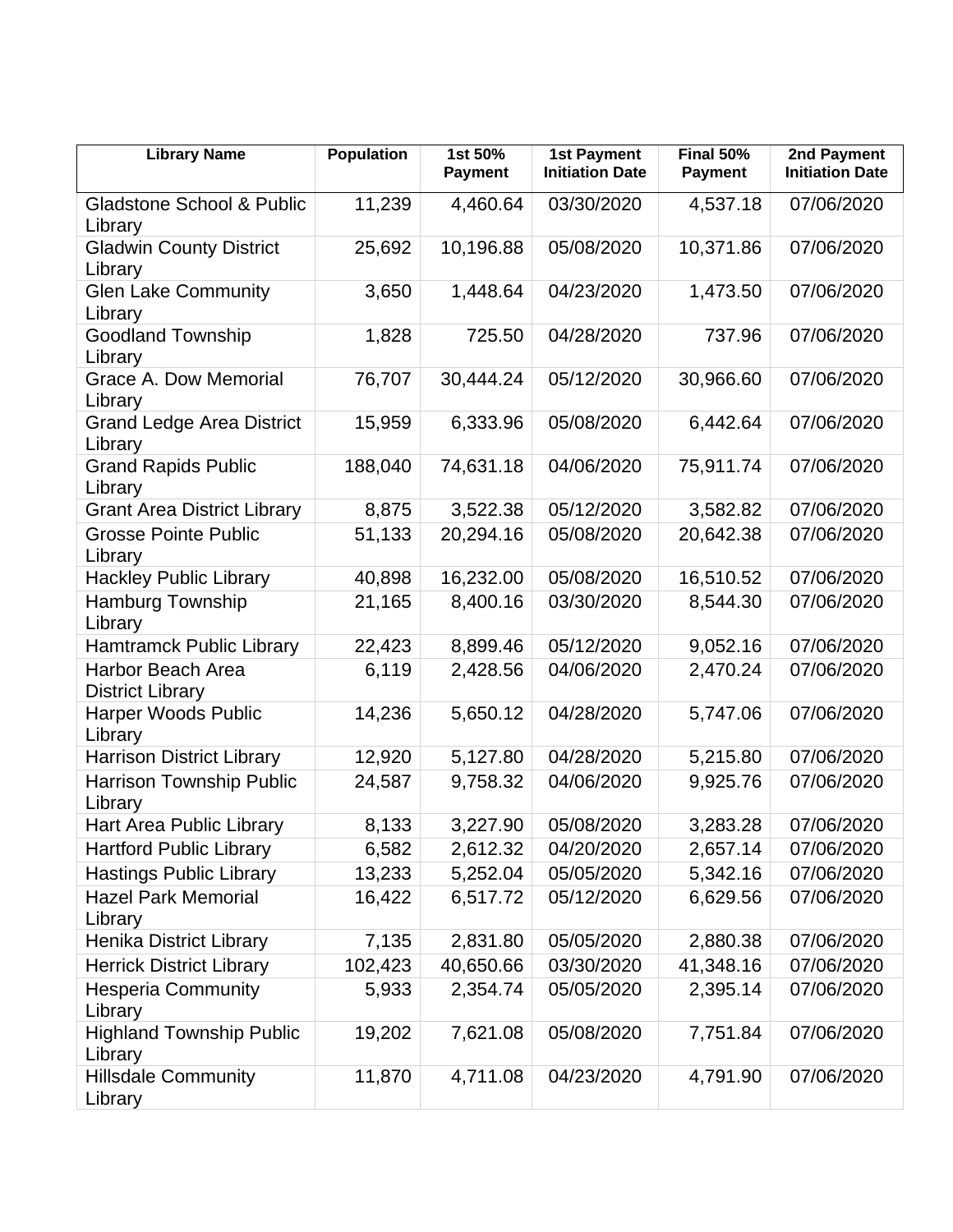| Library Name | Population | 1st 50% Payment | 1st Payment Initiation Date | Final 50% Payment | 2nd Payment Initiation Date |
|---|---|---|---|---|---|
| Gladstone School & Public Library | 11,239 | 4,460.64 | 03/30/2020 | 4,537.18 | 07/06/2020 |
| Gladwin County District Library | 25,692 | 10,196.88 | 05/08/2020 | 10,371.86 | 07/06/2020 |
| Glen Lake Community Library | 3,650 | 1,448.64 | 04/23/2020 | 1,473.50 | 07/06/2020 |
| Goodland Township Library | 1,828 | 725.50 | 04/28/2020 | 737.96 | 07/06/2020 |
| Grace A. Dow Memorial Library | 76,707 | 30,444.24 | 05/12/2020 | 30,966.60 | 07/06/2020 |
| Grand Ledge Area District Library | 15,959 | 6,333.96 | 05/08/2020 | 6,442.64 | 07/06/2020 |
| Grand Rapids Public Library | 188,040 | 74,631.18 | 04/06/2020 | 75,911.74 | 07/06/2020 |
| Grant Area District Library | 8,875 | 3,522.38 | 05/12/2020 | 3,582.82 | 07/06/2020 |
| Grosse Pointe Public Library | 51,133 | 20,294.16 | 05/08/2020 | 20,642.38 | 07/06/2020 |
| Hackley Public Library | 40,898 | 16,232.00 | 05/08/2020 | 16,510.52 | 07/06/2020 |
| Hamburg Township Library | 21,165 | 8,400.16 | 03/30/2020 | 8,544.30 | 07/06/2020 |
| Hamtramck Public Library | 22,423 | 8,899.46 | 05/12/2020 | 9,052.16 | 07/06/2020 |
| Harbor Beach Area District Library | 6,119 | 2,428.56 | 04/06/2020 | 2,470.24 | 07/06/2020 |
| Harper Woods Public Library | 14,236 | 5,650.12 | 04/28/2020 | 5,747.06 | 07/06/2020 |
| Harrison District Library | 12,920 | 5,127.80 | 04/28/2020 | 5,215.80 | 07/06/2020 |
| Harrison Township Public Library | 24,587 | 9,758.32 | 04/06/2020 | 9,925.76 | 07/06/2020 |
| Hart Area Public Library | 8,133 | 3,227.90 | 05/08/2020 | 3,283.28 | 07/06/2020 |
| Hartford Public Library | 6,582 | 2,612.32 | 04/20/2020 | 2,657.14 | 07/06/2020 |
| Hastings Public Library | 13,233 | 5,252.04 | 05/05/2020 | 5,342.16 | 07/06/2020 |
| Hazel Park Memorial Library | 16,422 | 6,517.72 | 05/12/2020 | 6,629.56 | 07/06/2020 |
| Henika District Library | 7,135 | 2,831.80 | 05/05/2020 | 2,880.38 | 07/06/2020 |
| Herrick District Library | 102,423 | 40,650.66 | 03/30/2020 | 41,348.16 | 07/06/2020 |
| Hesperia Community Library | 5,933 | 2,354.74 | 05/05/2020 | 2,395.14 | 07/06/2020 |
| Highland Township Public Library | 19,202 | 7,621.08 | 05/08/2020 | 7,751.84 | 07/06/2020 |
| Hillsdale Community Library | 11,870 | 4,711.08 | 04/23/2020 | 4,791.90 | 07/06/2020 |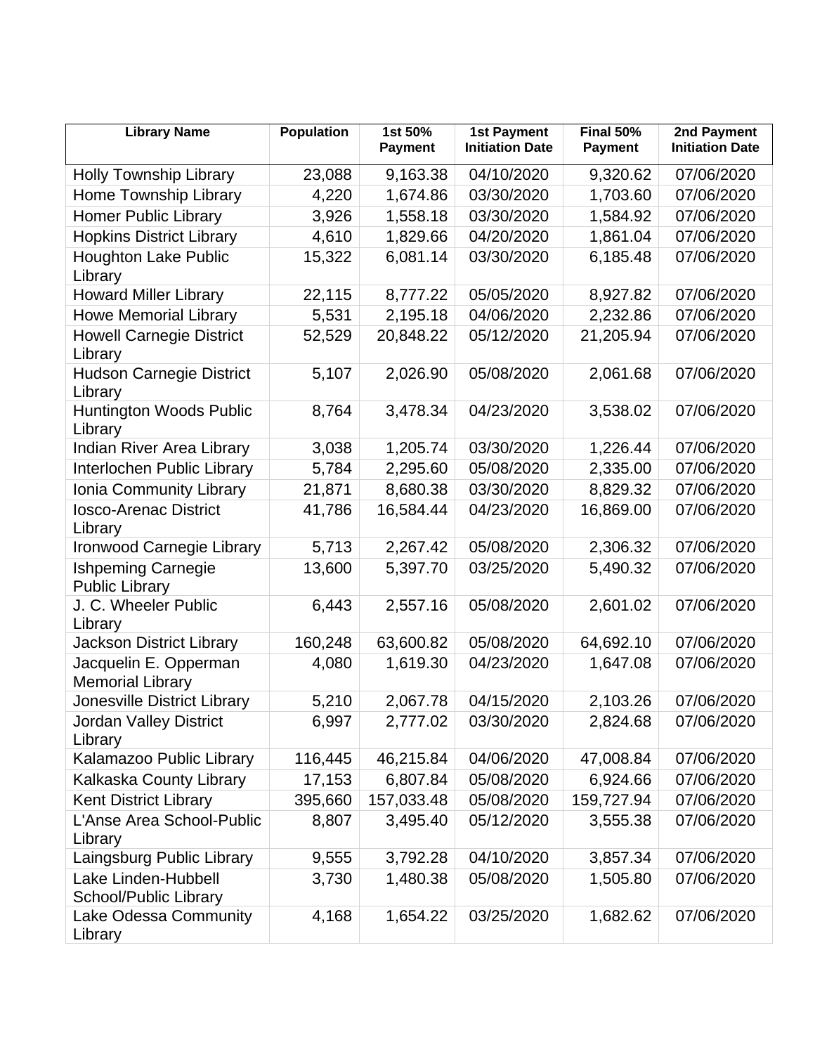| Library Name | Population | 1st 50% Payment | 1st Payment Initiation Date | Final 50% Payment | 2nd Payment Initiation Date |
|---|---|---|---|---|---|
| Holly Township Library | 23,088 | 9,163.38 | 04/10/2020 | 9,320.62 | 07/06/2020 |
| Home Township Library | 4,220 | 1,674.86 | 03/30/2020 | 1,703.60 | 07/06/2020 |
| Homer Public Library | 3,926 | 1,558.18 | 03/30/2020 | 1,584.92 | 07/06/2020 |
| Hopkins District Library | 4,610 | 1,829.66 | 04/20/2020 | 1,861.04 | 07/06/2020 |
| Houghton Lake Public Library | 15,322 | 6,081.14 | 03/30/2020 | 6,185.48 | 07/06/2020 |
| Howard Miller Library | 22,115 | 8,777.22 | 05/05/2020 | 8,927.82 | 07/06/2020 |
| Howe Memorial Library | 5,531 | 2,195.18 | 04/06/2020 | 2,232.86 | 07/06/2020 |
| Howell Carnegie District Library | 52,529 | 20,848.22 | 05/12/2020 | 21,205.94 | 07/06/2020 |
| Hudson Carnegie District Library | 5,107 | 2,026.90 | 05/08/2020 | 2,061.68 | 07/06/2020 |
| Huntington Woods Public Library | 8,764 | 3,478.34 | 04/23/2020 | 3,538.02 | 07/06/2020 |
| Indian River Area Library | 3,038 | 1,205.74 | 03/30/2020 | 1,226.44 | 07/06/2020 |
| Interlochen Public Library | 5,784 | 2,295.60 | 05/08/2020 | 2,335.00 | 07/06/2020 |
| Ionia Community Library | 21,871 | 8,680.38 | 03/30/2020 | 8,829.32 | 07/06/2020 |
| Iosco-Arenac District Library | 41,786 | 16,584.44 | 04/23/2020 | 16,869.00 | 07/06/2020 |
| Ironwood Carnegie Library | 5,713 | 2,267.42 | 05/08/2020 | 2,306.32 | 07/06/2020 |
| Ishpeming Carnegie Public Library | 13,600 | 5,397.70 | 03/25/2020 | 5,490.32 | 07/06/2020 |
| J. C. Wheeler Public Library | 6,443 | 2,557.16 | 05/08/2020 | 2,601.02 | 07/06/2020 |
| Jackson District Library | 160,248 | 63,600.82 | 05/08/2020 | 64,692.10 | 07/06/2020 |
| Jacquelin E. Opperman Memorial Library | 4,080 | 1,619.30 | 04/23/2020 | 1,647.08 | 07/06/2020 |
| Jonesville District Library | 5,210 | 2,067.78 | 04/15/2020 | 2,103.26 | 07/06/2020 |
| Jordan Valley District Library | 6,997 | 2,777.02 | 03/30/2020 | 2,824.68 | 07/06/2020 |
| Kalamazoo Public Library | 116,445 | 46,215.84 | 04/06/2020 | 47,008.84 | 07/06/2020 |
| Kalkaska County Library | 17,153 | 6,807.84 | 05/08/2020 | 6,924.66 | 07/06/2020 |
| Kent District Library | 395,660 | 157,033.48 | 05/08/2020 | 159,727.94 | 07/06/2020 |
| L'Anse Area School-Public Library | 8,807 | 3,495.40 | 05/12/2020 | 3,555.38 | 07/06/2020 |
| Laingsburg Public Library | 9,555 | 3,792.28 | 04/10/2020 | 3,857.34 | 07/06/2020 |
| Lake Linden-Hubbell School/Public Library | 3,730 | 1,480.38 | 05/08/2020 | 1,505.80 | 07/06/2020 |
| Lake Odessa Community Library | 4,168 | 1,654.22 | 03/25/2020 | 1,682.62 | 07/06/2020 |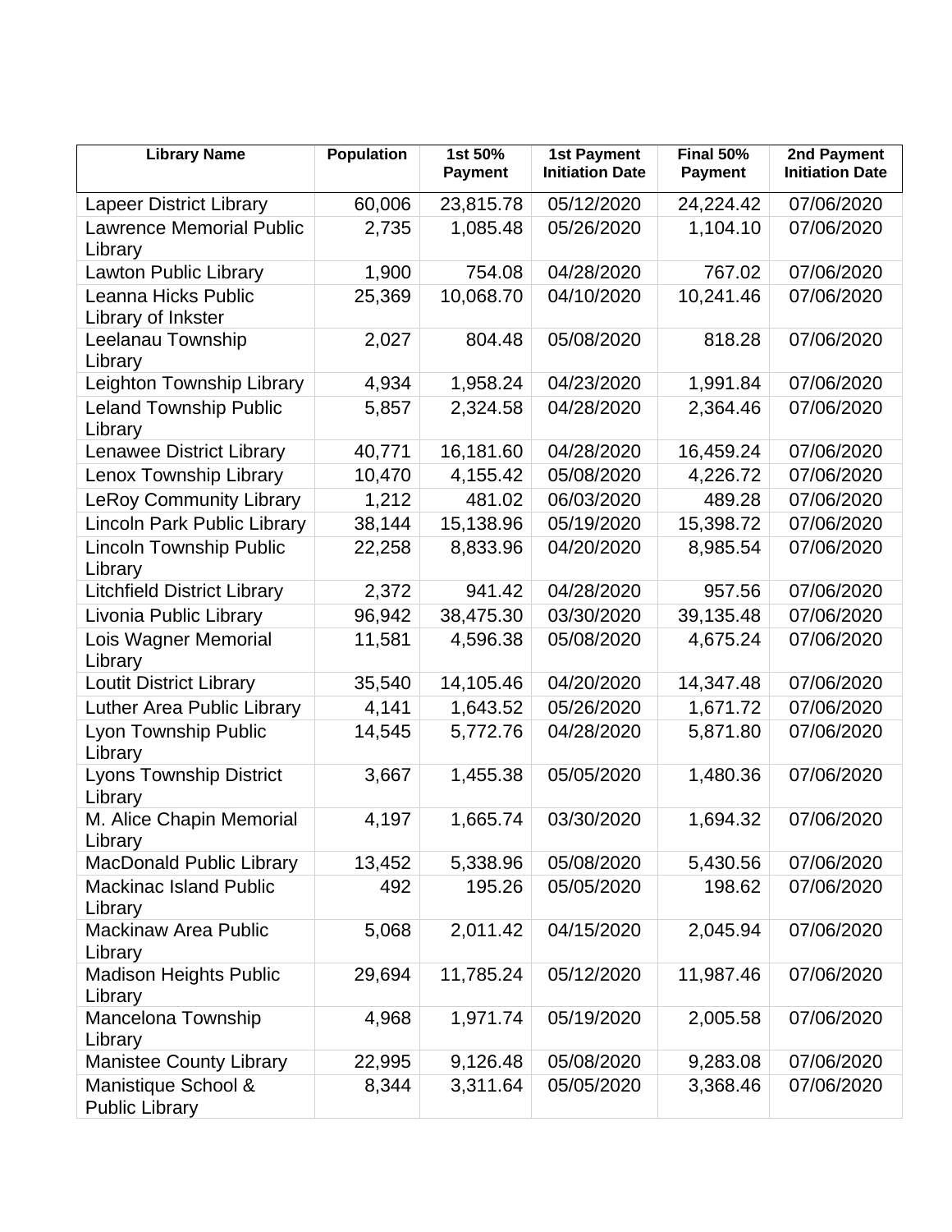| Library Name | Population | 1st 50% Payment | 1st Payment Initiation Date | Final 50% Payment | 2nd Payment Initiation Date |
|---|---|---|---|---|---|
| Lapeer District Library | 60,006 | 23,815.78 | 05/12/2020 | 24,224.42 | 07/06/2020 |
| Lawrence Memorial Public Library | 2,735 | 1,085.48 | 05/26/2020 | 1,104.10 | 07/06/2020 |
| Lawton Public Library | 1,900 | 754.08 | 04/28/2020 | 767.02 | 07/06/2020 |
| Leanna Hicks Public Library of Inkster | 25,369 | 10,068.70 | 04/10/2020 | 10,241.46 | 07/06/2020 |
| Leelanau Township Library | 2,027 | 804.48 | 05/08/2020 | 818.28 | 07/06/2020 |
| Leighton Township Library | 4,934 | 1,958.24 | 04/23/2020 | 1,991.84 | 07/06/2020 |
| Leland Township Public Library | 5,857 | 2,324.58 | 04/28/2020 | 2,364.46 | 07/06/2020 |
| Lenawee District Library | 40,771 | 16,181.60 | 04/28/2020 | 16,459.24 | 07/06/2020 |
| Lenox Township Library | 10,470 | 4,155.42 | 05/08/2020 | 4,226.72 | 07/06/2020 |
| LeRoy Community Library | 1,212 | 481.02 | 06/03/2020 | 489.28 | 07/06/2020 |
| Lincoln Park Public Library | 38,144 | 15,138.96 | 05/19/2020 | 15,398.72 | 07/06/2020 |
| Lincoln Township Public Library | 22,258 | 8,833.96 | 04/20/2020 | 8,985.54 | 07/06/2020 |
| Litchfield District Library | 2,372 | 941.42 | 04/28/2020 | 957.56 | 07/06/2020 |
| Livonia Public Library | 96,942 | 38,475.30 | 03/30/2020 | 39,135.48 | 07/06/2020 |
| Lois Wagner Memorial Library | 11,581 | 4,596.38 | 05/08/2020 | 4,675.24 | 07/06/2020 |
| Loutit District Library | 35,540 | 14,105.46 | 04/20/2020 | 14,347.48 | 07/06/2020 |
| Luther Area Public Library | 4,141 | 1,643.52 | 05/26/2020 | 1,671.72 | 07/06/2020 |
| Lyon Township Public Library | 14,545 | 5,772.76 | 04/28/2020 | 5,871.80 | 07/06/2020 |
| Lyons Township District Library | 3,667 | 1,455.38 | 05/05/2020 | 1,480.36 | 07/06/2020 |
| M. Alice Chapin Memorial Library | 4,197 | 1,665.74 | 03/30/2020 | 1,694.32 | 07/06/2020 |
| MacDonald Public Library | 13,452 | 5,338.96 | 05/08/2020 | 5,430.56 | 07/06/2020 |
| Mackinac Island Public Library | 492 | 195.26 | 05/05/2020 | 198.62 | 07/06/2020 |
| Mackinaw Area Public Library | 5,068 | 2,011.42 | 04/15/2020 | 2,045.94 | 07/06/2020 |
| Madison Heights Public Library | 29,694 | 11,785.24 | 05/12/2020 | 11,987.46 | 07/06/2020 |
| Mancelona Township Library | 4,968 | 1,971.74 | 05/19/2020 | 2,005.58 | 07/06/2020 |
| Manistee County Library | 22,995 | 9,126.48 | 05/08/2020 | 9,283.08 | 07/06/2020 |
| Manistique School & Public Library | 8,344 | 3,311.64 | 05/05/2020 | 3,368.46 | 07/06/2020 |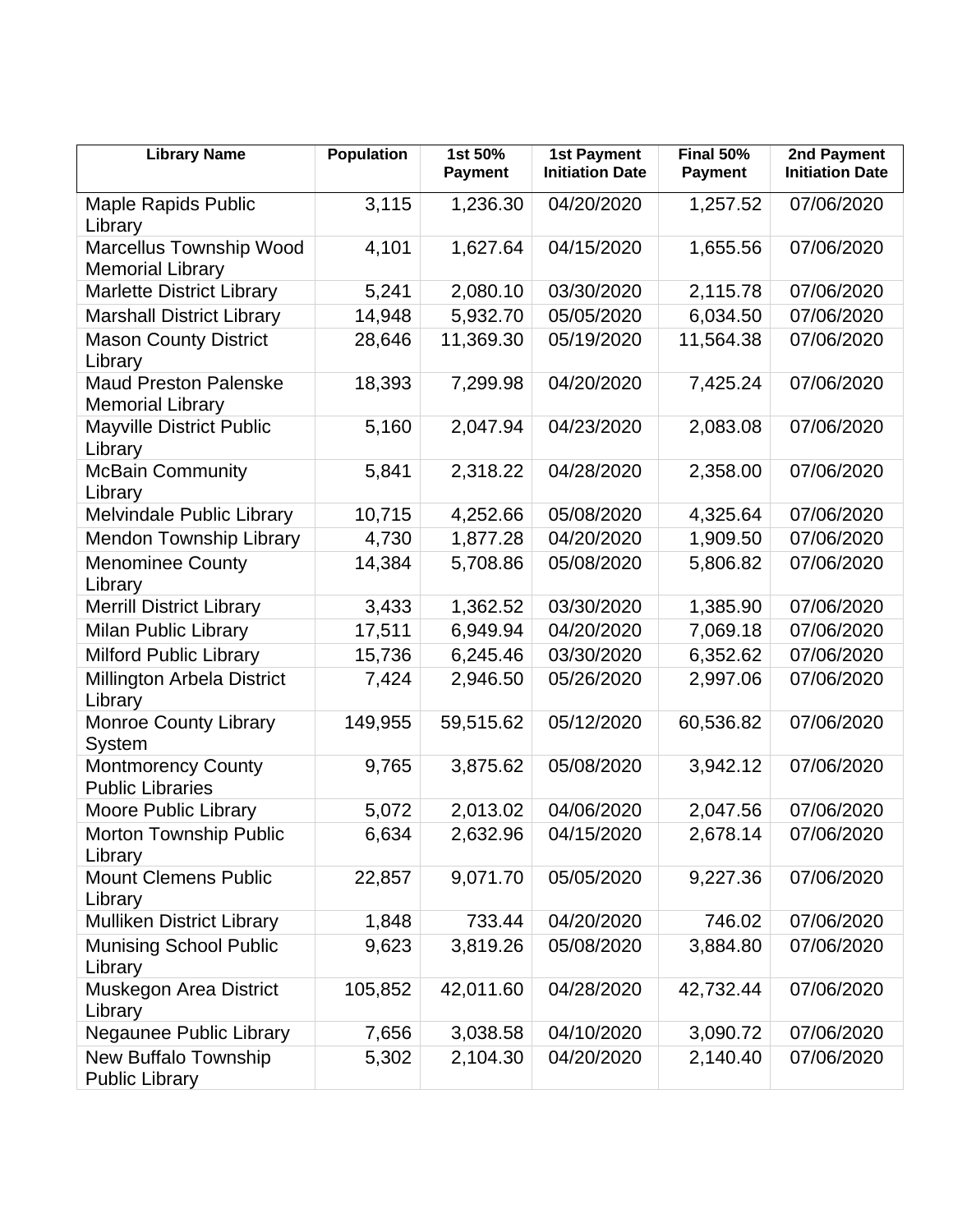| Library Name | Population | 1st 50% Payment | 1st Payment Initiation Date | Final 50% Payment | 2nd Payment Initiation Date |
|---|---|---|---|---|---|
| Maple Rapids Public Library | 3,115 | 1,236.30 | 04/20/2020 | 1,257.52 | 07/06/2020 |
| Marcellus Township Wood Memorial Library | 4,101 | 1,627.64 | 04/15/2020 | 1,655.56 | 07/06/2020 |
| Marlette District Library | 5,241 | 2,080.10 | 03/30/2020 | 2,115.78 | 07/06/2020 |
| Marshall District Library | 14,948 | 5,932.70 | 05/05/2020 | 6,034.50 | 07/06/2020 |
| Mason County District Library | 28,646 | 11,369.30 | 05/19/2020 | 11,564.38 | 07/06/2020 |
| Maud Preston Palenske Memorial Library | 18,393 | 7,299.98 | 04/20/2020 | 7,425.24 | 07/06/2020 |
| Mayville District Public Library | 5,160 | 2,047.94 | 04/23/2020 | 2,083.08 | 07/06/2020 |
| McBain Community Library | 5,841 | 2,318.22 | 04/28/2020 | 2,358.00 | 07/06/2020 |
| Melvindale Public Library | 10,715 | 4,252.66 | 05/08/2020 | 4,325.64 | 07/06/2020 |
| Mendon Township Library | 4,730 | 1,877.28 | 04/20/2020 | 1,909.50 | 07/06/2020 |
| Menominee County Library | 14,384 | 5,708.86 | 05/08/2020 | 5,806.82 | 07/06/2020 |
| Merrill District Library | 3,433 | 1,362.52 | 03/30/2020 | 1,385.90 | 07/06/2020 |
| Milan Public Library | 17,511 | 6,949.94 | 04/20/2020 | 7,069.18 | 07/06/2020 |
| Milford Public Library | 15,736 | 6,245.46 | 03/30/2020 | 6,352.62 | 07/06/2020 |
| Millington Arbela District Library | 7,424 | 2,946.50 | 05/26/2020 | 2,997.06 | 07/06/2020 |
| Monroe County Library System | 149,955 | 59,515.62 | 05/12/2020 | 60,536.82 | 07/06/2020 |
| Montmorency County Public Libraries | 9,765 | 3,875.62 | 05/08/2020 | 3,942.12 | 07/06/2020 |
| Moore Public Library | 5,072 | 2,013.02 | 04/06/2020 | 2,047.56 | 07/06/2020 |
| Morton Township Public Library | 6,634 | 2,632.96 | 04/15/2020 | 2,678.14 | 07/06/2020 |
| Mount Clemens Public Library | 22,857 | 9,071.70 | 05/05/2020 | 9,227.36 | 07/06/2020 |
| Mulliken District Library | 1,848 | 733.44 | 04/20/2020 | 746.02 | 07/06/2020 |
| Munising School Public Library | 9,623 | 3,819.26 | 05/08/2020 | 3,884.80 | 07/06/2020 |
| Muskegon Area District Library | 105,852 | 42,011.60 | 04/28/2020 | 42,732.44 | 07/06/2020 |
| Negaunee Public Library | 7,656 | 3,038.58 | 04/10/2020 | 3,090.72 | 07/06/2020 |
| New Buffalo Township Public Library | 5,302 | 2,104.30 | 04/20/2020 | 2,140.40 | 07/06/2020 |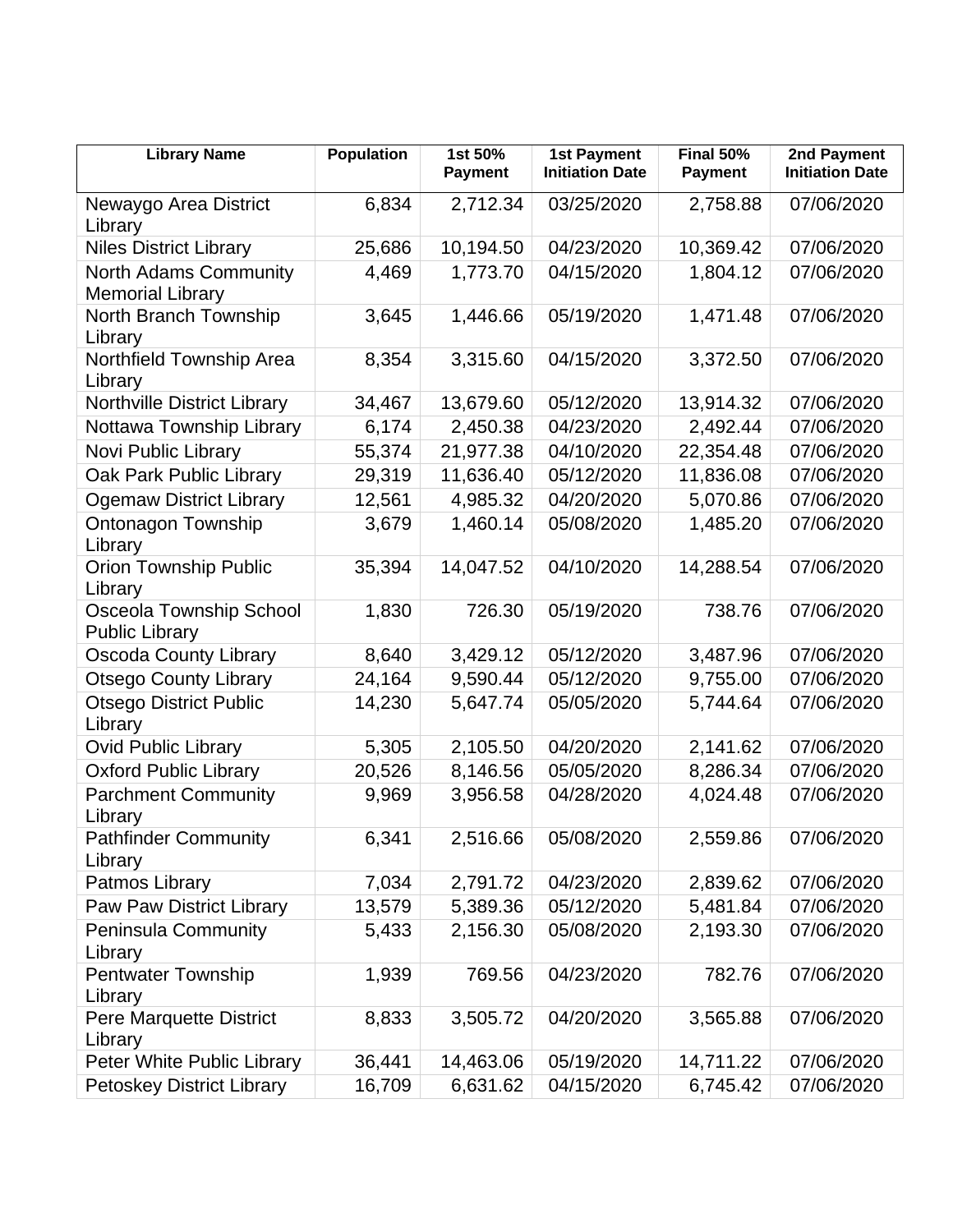| Library Name | Population | 1st 50% Payment | 1st Payment Initiation Date | Final 50% Payment | 2nd Payment Initiation Date |
|---|---|---|---|---|---|
| Newaygo Area District Library | 6,834 | 2,712.34 | 03/25/2020 | 2,758.88 | 07/06/2020 |
| Niles District Library | 25,686 | 10,194.50 | 04/23/2020 | 10,369.42 | 07/06/2020 |
| North Adams Community Memorial Library | 4,469 | 1,773.70 | 04/15/2020 | 1,804.12 | 07/06/2020 |
| North Branch Township Library | 3,645 | 1,446.66 | 05/19/2020 | 1,471.48 | 07/06/2020 |
| Northfield Township Area Library | 8,354 | 3,315.60 | 04/15/2020 | 3,372.50 | 07/06/2020 |
| Northville District Library | 34,467 | 13,679.60 | 05/12/2020 | 13,914.32 | 07/06/2020 |
| Nottawa Township Library | 6,174 | 2,450.38 | 04/23/2020 | 2,492.44 | 07/06/2020 |
| Novi Public Library | 55,374 | 21,977.38 | 04/10/2020 | 22,354.48 | 07/06/2020 |
| Oak Park Public Library | 29,319 | 11,636.40 | 05/12/2020 | 11,836.08 | 07/06/2020 |
| Ogemaw District Library | 12,561 | 4,985.32 | 04/20/2020 | 5,070.86 | 07/06/2020 |
| Ontonagon Township Library | 3,679 | 1,460.14 | 05/08/2020 | 1,485.20 | 07/06/2020 |
| Orion Township Public Library | 35,394 | 14,047.52 | 04/10/2020 | 14,288.54 | 07/06/2020 |
| Osceola Township School Public Library | 1,830 | 726.30 | 05/19/2020 | 738.76 | 07/06/2020 |
| Oscoda County Library | 8,640 | 3,429.12 | 05/12/2020 | 3,487.96 | 07/06/2020 |
| Otsego County Library | 24,164 | 9,590.44 | 05/12/2020 | 9,755.00 | 07/06/2020 |
| Otsego District Public Library | 14,230 | 5,647.74 | 05/05/2020 | 5,744.64 | 07/06/2020 |
| Ovid Public Library | 5,305 | 2,105.50 | 04/20/2020 | 2,141.62 | 07/06/2020 |
| Oxford Public Library | 20,526 | 8,146.56 | 05/05/2020 | 8,286.34 | 07/06/2020 |
| Parchment Community Library | 9,969 | 3,956.58 | 04/28/2020 | 4,024.48 | 07/06/2020 |
| Pathfinder Community Library | 6,341 | 2,516.66 | 05/08/2020 | 2,559.86 | 07/06/2020 |
| Patmos Library | 7,034 | 2,791.72 | 04/23/2020 | 2,839.62 | 07/06/2020 |
| Paw Paw District Library | 13,579 | 5,389.36 | 05/12/2020 | 5,481.84 | 07/06/2020 |
| Peninsula Community Library | 5,433 | 2,156.30 | 05/08/2020 | 2,193.30 | 07/06/2020 |
| Pentwater Township Library | 1,939 | 769.56 | 04/23/2020 | 782.76 | 07/06/2020 |
| Pere Marquette District Library | 8,833 | 3,505.72 | 04/20/2020 | 3,565.88 | 07/06/2020 |
| Peter White Public Library | 36,441 | 14,463.06 | 05/19/2020 | 14,711.22 | 07/06/2020 |
| Petoskey District Library | 16,709 | 6,631.62 | 04/15/2020 | 6,745.42 | 07/06/2020 |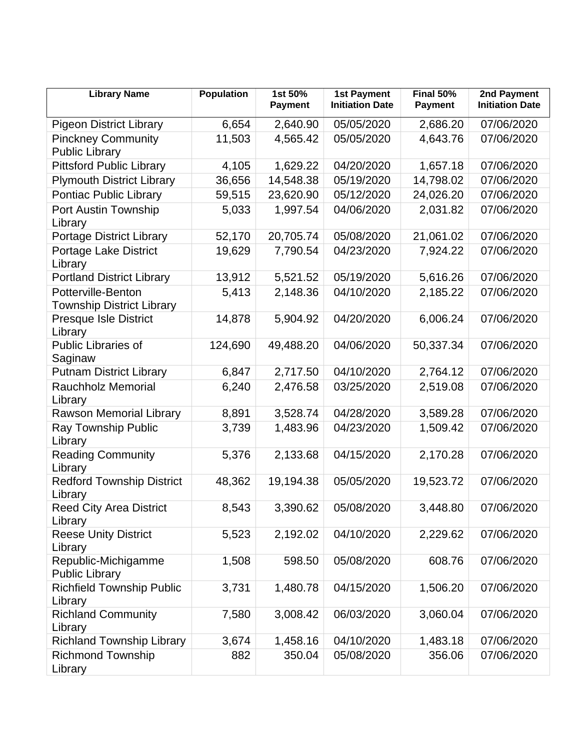| Library Name | Population | 1st 50% Payment | 1st Payment Initiation Date | Final 50% Payment | 2nd Payment Initiation Date |
|---|---|---|---|---|---|
| Pigeon District Library | 6,654 | 2,640.90 | 05/05/2020 | 2,686.20 | 07/06/2020 |
| Pinckney Community Public Library | 11,503 | 4,565.42 | 05/05/2020 | 4,643.76 | 07/06/2020 |
| Pittsford Public Library | 4,105 | 1,629.22 | 04/20/2020 | 1,657.18 | 07/06/2020 |
| Plymouth District Library | 36,656 | 14,548.38 | 05/19/2020 | 14,798.02 | 07/06/2020 |
| Pontiac Public Library | 59,515 | 23,620.90 | 05/12/2020 | 24,026.20 | 07/06/2020 |
| Port Austin Township Library | 5,033 | 1,997.54 | 04/06/2020 | 2,031.82 | 07/06/2020 |
| Portage District Library | 52,170 | 20,705.74 | 05/08/2020 | 21,061.02 | 07/06/2020 |
| Portage Lake District Library | 19,629 | 7,790.54 | 04/23/2020 | 7,924.22 | 07/06/2020 |
| Portland District Library | 13,912 | 5,521.52 | 05/19/2020 | 5,616.26 | 07/06/2020 |
| Potterville-Benton Township District Library | 5,413 | 2,148.36 | 04/10/2020 | 2,185.22 | 07/06/2020 |
| Presque Isle District Library | 14,878 | 5,904.92 | 04/20/2020 | 6,006.24 | 07/06/2020 |
| Public Libraries of Saginaw | 124,690 | 49,488.20 | 04/06/2020 | 50,337.34 | 07/06/2020 |
| Putnam District Library | 6,847 | 2,717.50 | 04/10/2020 | 2,764.12 | 07/06/2020 |
| Rauchholz Memorial Library | 6,240 | 2,476.58 | 03/25/2020 | 2,519.08 | 07/06/2020 |
| Rawson Memorial Library | 8,891 | 3,528.74 | 04/28/2020 | 3,589.28 | 07/06/2020 |
| Ray Township Public Library | 3,739 | 1,483.96 | 04/23/2020 | 1,509.42 | 07/06/2020 |
| Reading Community Library | 5,376 | 2,133.68 | 04/15/2020 | 2,170.28 | 07/06/2020 |
| Redford Township District Library | 48,362 | 19,194.38 | 05/05/2020 | 19,523.72 | 07/06/2020 |
| Reed City Area District Library | 8,543 | 3,390.62 | 05/08/2020 | 3,448.80 | 07/06/2020 |
| Reese Unity District Library | 5,523 | 2,192.02 | 04/10/2020 | 2,229.62 | 07/06/2020 |
| Republic-Michigamme Public Library | 1,508 | 598.50 | 05/08/2020 | 608.76 | 07/06/2020 |
| Richfield Township Public Library | 3,731 | 1,480.78 | 04/15/2020 | 1,506.20 | 07/06/2020 |
| Richland Community Library | 7,580 | 3,008.42 | 06/03/2020 | 3,060.04 | 07/06/2020 |
| Richland Township Library | 3,674 | 1,458.16 | 04/10/2020 | 1,483.18 | 07/06/2020 |
| Richmond Township Library | 882 | 350.04 | 05/08/2020 | 356.06 | 07/06/2020 |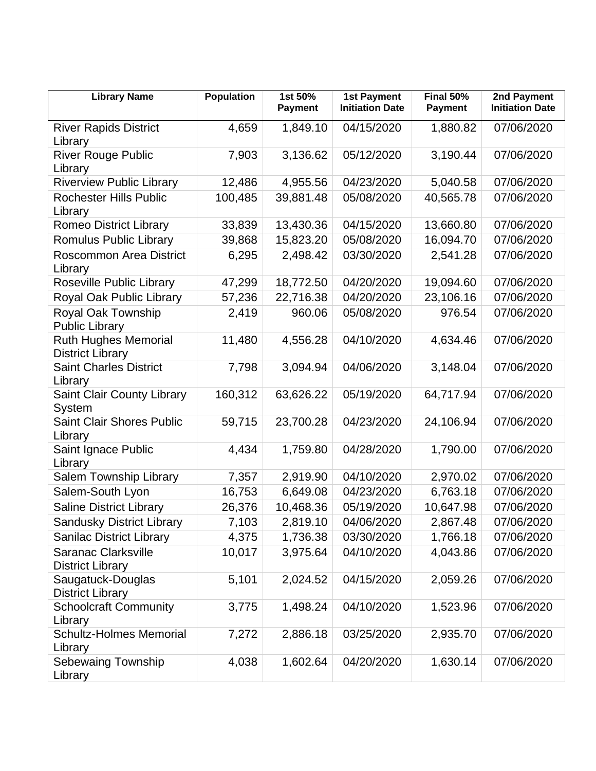| Library Name | Population | 1st 50% Payment | 1st Payment Initiation Date | Final 50% Payment | 2nd Payment Initiation Date |
|---|---|---|---|---|---|
| River Rapids District Library | 4,659 | 1,849.10 | 04/15/2020 | 1,880.82 | 07/06/2020 |
| River Rouge Public Library | 7,903 | 3,136.62 | 05/12/2020 | 3,190.44 | 07/06/2020 |
| Riverview Public Library | 12,486 | 4,955.56 | 04/23/2020 | 5,040.58 | 07/06/2020 |
| Rochester Hills Public Library | 100,485 | 39,881.48 | 05/08/2020 | 40,565.78 | 07/06/2020 |
| Romeo District Library | 33,839 | 13,430.36 | 04/15/2020 | 13,660.80 | 07/06/2020 |
| Romulus Public Library | 39,868 | 15,823.20 | 05/08/2020 | 16,094.70 | 07/06/2020 |
| Roscommon Area District Library | 6,295 | 2,498.42 | 03/30/2020 | 2,541.28 | 07/06/2020 |
| Roseville Public Library | 47,299 | 18,772.50 | 04/20/2020 | 19,094.60 | 07/06/2020 |
| Royal Oak Public Library | 57,236 | 22,716.38 | 04/20/2020 | 23,106.16 | 07/06/2020 |
| Royal Oak Township Public Library | 2,419 | 960.06 | 05/08/2020 | 976.54 | 07/06/2020 |
| Ruth Hughes Memorial District Library | 11,480 | 4,556.28 | 04/10/2020 | 4,634.46 | 07/06/2020 |
| Saint Charles District Library | 7,798 | 3,094.94 | 04/06/2020 | 3,148.04 | 07/06/2020 |
| Saint Clair County Library System | 160,312 | 63,626.22 | 05/19/2020 | 64,717.94 | 07/06/2020 |
| Saint Clair Shores Public Library | 59,715 | 23,700.28 | 04/23/2020 | 24,106.94 | 07/06/2020 |
| Saint Ignace Public Library | 4,434 | 1,759.80 | 04/28/2020 | 1,790.00 | 07/06/2020 |
| Salem Township Library | 7,357 | 2,919.90 | 04/10/2020 | 2,970.02 | 07/06/2020 |
| Salem-South Lyon | 16,753 | 6,649.08 | 04/23/2020 | 6,763.18 | 07/06/2020 |
| Saline District Library | 26,376 | 10,468.36 | 05/19/2020 | 10,647.98 | 07/06/2020 |
| Sandusky District Library | 7,103 | 2,819.10 | 04/06/2020 | 2,867.48 | 07/06/2020 |
| Sanilac District Library | 4,375 | 1,736.38 | 03/30/2020 | 1,766.18 | 07/06/2020 |
| Saranac Clarksville District Library | 10,017 | 3,975.64 | 04/10/2020 | 4,043.86 | 07/06/2020 |
| Saugatuck-Douglas District Library | 5,101 | 2,024.52 | 04/15/2020 | 2,059.26 | 07/06/2020 |
| Schoolcraft Community Library | 3,775 | 1,498.24 | 04/10/2020 | 1,523.96 | 07/06/2020 |
| Schultz-Holmes Memorial Library | 7,272 | 2,886.18 | 03/25/2020 | 2,935.70 | 07/06/2020 |
| Sebewaing Township Library | 4,038 | 1,602.64 | 04/20/2020 | 1,630.14 | 07/06/2020 |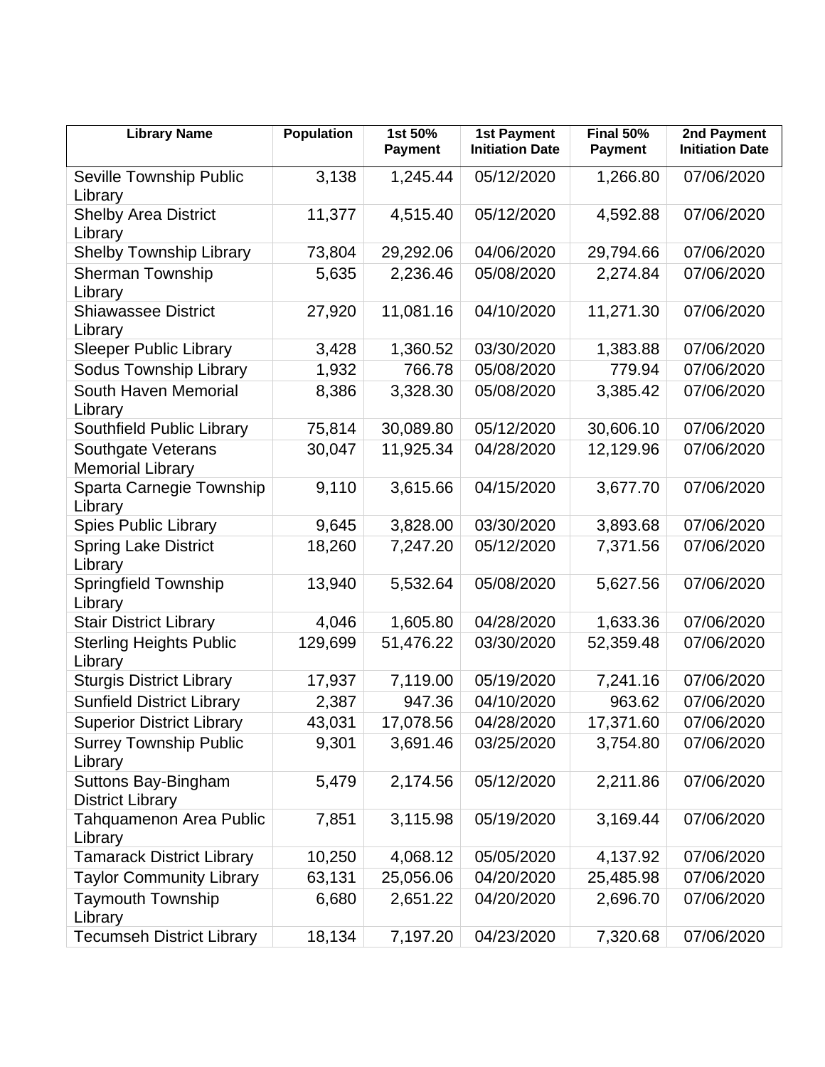| Library Name | Population | 1st 50% Payment | 1st Payment Initiation Date | Final 50% Payment | 2nd Payment Initiation Date |
|---|---|---|---|---|---|
| Seville Township Public Library | 3,138 | 1,245.44 | 05/12/2020 | 1,266.80 | 07/06/2020 |
| Shelby Area District Library | 11,377 | 4,515.40 | 05/12/2020 | 4,592.88 | 07/06/2020 |
| Shelby Township Library | 73,804 | 29,292.06 | 04/06/2020 | 29,794.66 | 07/06/2020 |
| Sherman Township Library | 5,635 | 2,236.46 | 05/08/2020 | 2,274.84 | 07/06/2020 |
| Shiawassee District Library | 27,920 | 11,081.16 | 04/10/2020 | 11,271.30 | 07/06/2020 |
| Sleeper Public Library | 3,428 | 1,360.52 | 03/30/2020 | 1,383.88 | 07/06/2020 |
| Sodus Township Library | 1,932 | 766.78 | 05/08/2020 | 779.94 | 07/06/2020 |
| South Haven Memorial Library | 8,386 | 3,328.30 | 05/08/2020 | 3,385.42 | 07/06/2020 |
| Southfield Public Library | 75,814 | 30,089.80 | 05/12/2020 | 30,606.10 | 07/06/2020 |
| Southgate Veterans Memorial Library | 30,047 | 11,925.34 | 04/28/2020 | 12,129.96 | 07/06/2020 |
| Sparta Carnegie Township Library | 9,110 | 3,615.66 | 04/15/2020 | 3,677.70 | 07/06/2020 |
| Spies Public Library | 9,645 | 3,828.00 | 03/30/2020 | 3,893.68 | 07/06/2020 |
| Spring Lake District Library | 18,260 | 7,247.20 | 05/12/2020 | 7,371.56 | 07/06/2020 |
| Springfield Township Library | 13,940 | 5,532.64 | 05/08/2020 | 5,627.56 | 07/06/2020 |
| Stair District Library | 4,046 | 1,605.80 | 04/28/2020 | 1,633.36 | 07/06/2020 |
| Sterling Heights Public Library | 129,699 | 51,476.22 | 03/30/2020 | 52,359.48 | 07/06/2020 |
| Sturgis District Library | 17,937 | 7,119.00 | 05/19/2020 | 7,241.16 | 07/06/2020 |
| Sunfield District Library | 2,387 | 947.36 | 04/10/2020 | 963.62 | 07/06/2020 |
| Superior District Library | 43,031 | 17,078.56 | 04/28/2020 | 17,371.60 | 07/06/2020 |
| Surrey Township Public Library | 9,301 | 3,691.46 | 03/25/2020 | 3,754.80 | 07/06/2020 |
| Suttons Bay-Bingham District Library | 5,479 | 2,174.56 | 05/12/2020 | 2,211.86 | 07/06/2020 |
| Tahquamenon Area Public Library | 7,851 | 3,115.98 | 05/19/2020 | 3,169.44 | 07/06/2020 |
| Tamarack District Library | 10,250 | 4,068.12 | 05/05/2020 | 4,137.92 | 07/06/2020 |
| Taylor Community Library | 63,131 | 25,056.06 | 04/20/2020 | 25,485.98 | 07/06/2020 |
| Taymouth Township Library | 6,680 | 2,651.22 | 04/20/2020 | 2,696.70 | 07/06/2020 |
| Tecumseh District Library | 18,134 | 7,197.20 | 04/23/2020 | 7,320.68 | 07/06/2020 |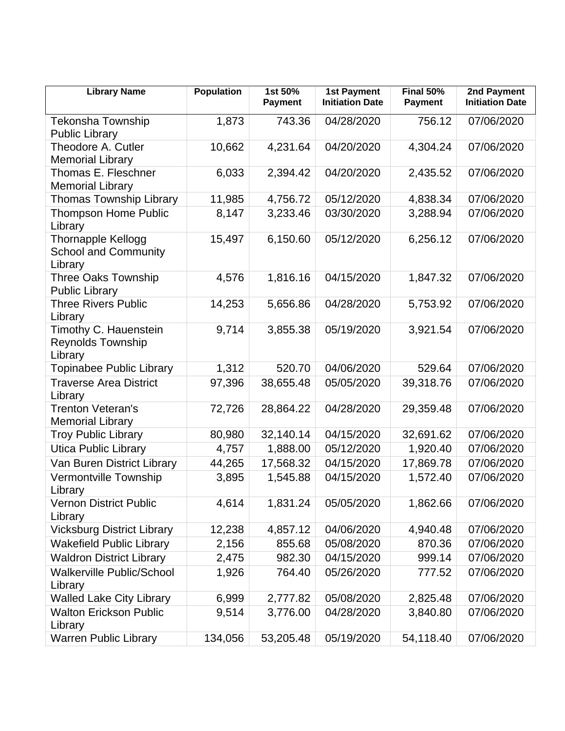| Library Name | Population | 1st 50% Payment | 1st Payment Initiation Date | Final 50% Payment | 2nd Payment Initiation Date |
|---|---|---|---|---|---|
| Tekonsha Township Public Library | 1,873 | 743.36 | 04/28/2020 | 756.12 | 07/06/2020 |
| Theodore A. Cutler Memorial Library | 10,662 | 4,231.64 | 04/20/2020 | 4,304.24 | 07/06/2020 |
| Thomas E. Fleschner Memorial Library | 6,033 | 2,394.42 | 04/20/2020 | 2,435.52 | 07/06/2020 |
| Thomas Township Library | 11,985 | 4,756.72 | 05/12/2020 | 4,838.34 | 07/06/2020 |
| Thompson Home Public Library | 8,147 | 3,233.46 | 03/30/2020 | 3,288.94 | 07/06/2020 |
| Thornapple Kellogg School and Community Library | 15,497 | 6,150.60 | 05/12/2020 | 6,256.12 | 07/06/2020 |
| Three Oaks Township Public Library | 4,576 | 1,816.16 | 04/15/2020 | 1,847.32 | 07/06/2020 |
| Three Rivers Public Library | 14,253 | 5,656.86 | 04/28/2020 | 5,753.92 | 07/06/2020 |
| Timothy C. Hauenstein Reynolds Township Library | 9,714 | 3,855.38 | 05/19/2020 | 3,921.54 | 07/06/2020 |
| Topinabee Public Library | 1,312 | 520.70 | 04/06/2020 | 529.64 | 07/06/2020 |
| Traverse Area District Library | 97,396 | 38,655.48 | 05/05/2020 | 39,318.76 | 07/06/2020 |
| Trenton Veteran's Memorial Library | 72,726 | 28,864.22 | 04/28/2020 | 29,359.48 | 07/06/2020 |
| Troy Public Library | 80,980 | 32,140.14 | 04/15/2020 | 32,691.62 | 07/06/2020 |
| Utica Public Library | 4,757 | 1,888.00 | 05/12/2020 | 1,920.40 | 07/06/2020 |
| Van Buren District Library | 44,265 | 17,568.32 | 04/15/2020 | 17,869.78 | 07/06/2020 |
| Vermontville Township Library | 3,895 | 1,545.88 | 04/15/2020 | 1,572.40 | 07/06/2020 |
| Vernon District Public Library | 4,614 | 1,831.24 | 05/05/2020 | 1,862.66 | 07/06/2020 |
| Vicksburg District Library | 12,238 | 4,857.12 | 04/06/2020 | 4,940.48 | 07/06/2020 |
| Wakefield Public Library | 2,156 | 855.68 | 05/08/2020 | 870.36 | 07/06/2020 |
| Waldron District Library | 2,475 | 982.30 | 04/15/2020 | 999.14 | 07/06/2020 |
| Walkerville Public/School Library | 1,926 | 764.40 | 05/26/2020 | 777.52 | 07/06/2020 |
| Walled Lake City Library | 6,999 | 2,777.82 | 05/08/2020 | 2,825.48 | 07/06/2020 |
| Walton Erickson Public Library | 9,514 | 3,776.00 | 04/28/2020 | 3,840.80 | 07/06/2020 |
| Warren Public Library | 134,056 | 53,205.48 | 05/19/2020 | 54,118.40 | 07/06/2020 |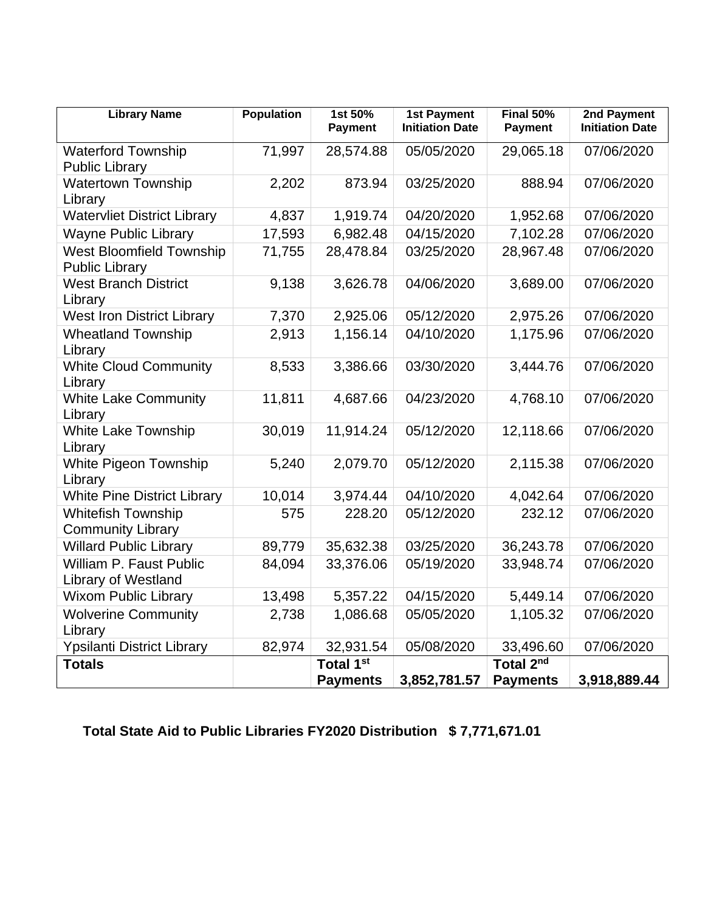| Library Name | Population | 1st 50% Payment | 1st Payment Initiation Date | Final 50% Payment | 2nd Payment Initiation Date |
|---|---|---|---|---|---|
| Waterford Township Public Library | 71,997 | 28,574.88 | 05/05/2020 | 29,065.18 | 07/06/2020 |
| Watertown Township Library | 2,202 | 873.94 | 03/25/2020 | 888.94 | 07/06/2020 |
| Watervliet District Library | 4,837 | 1,919.74 | 04/20/2020 | 1,952.68 | 07/06/2020 |
| Wayne Public Library | 17,593 | 6,982.48 | 04/15/2020 | 7,102.28 | 07/06/2020 |
| West Bloomfield Township Public Library | 71,755 | 28,478.84 | 03/25/2020 | 28,967.48 | 07/06/2020 |
| West Branch District Library | 9,138 | 3,626.78 | 04/06/2020 | 3,689.00 | 07/06/2020 |
| West Iron District Library | 7,370 | 2,925.06 | 05/12/2020 | 2,975.26 | 07/06/2020 |
| Wheatland Township Library | 2,913 | 1,156.14 | 04/10/2020 | 1,175.96 | 07/06/2020 |
| White Cloud Community Library | 8,533 | 3,386.66 | 03/30/2020 | 3,444.76 | 07/06/2020 |
| White Lake Community Library | 11,811 | 4,687.66 | 04/23/2020 | 4,768.10 | 07/06/2020 |
| White Lake Township Library | 30,019 | 11,914.24 | 05/12/2020 | 12,118.66 | 07/06/2020 |
| White Pigeon Township Library | 5,240 | 2,079.70 | 05/12/2020 | 2,115.38 | 07/06/2020 |
| White Pine District Library | 10,014 | 3,974.44 | 04/10/2020 | 4,042.64 | 07/06/2020 |
| Whitefish Township Community Library | 575 | 228.20 | 05/12/2020 | 232.12 | 07/06/2020 |
| Willard Public Library | 89,779 | 35,632.38 | 03/25/2020 | 36,243.78 | 07/06/2020 |
| William P. Faust Public Library of Westland | 84,094 | 33,376.06 | 05/19/2020 | 33,948.74 | 07/06/2020 |
| Wixom Public Library | 13,498 | 5,357.22 | 04/15/2020 | 5,449.14 | 07/06/2020 |
| Wolverine Community Library | 2,738 | 1,086.68 | 05/05/2020 | 1,105.32 | 07/06/2020 |
| Ypsilanti District Library | 82,974 | 32,931.54 | 05/08/2020 | 33,496.60 | 07/06/2020 |
| **Totals** | | **Total 1st Payments** | **3,852,781.57** | **Total 2nd Payments** | **3,918,889.44** |

**Total State Aid to Public Libraries FY2020 Distribution $ 7,771,671.01**